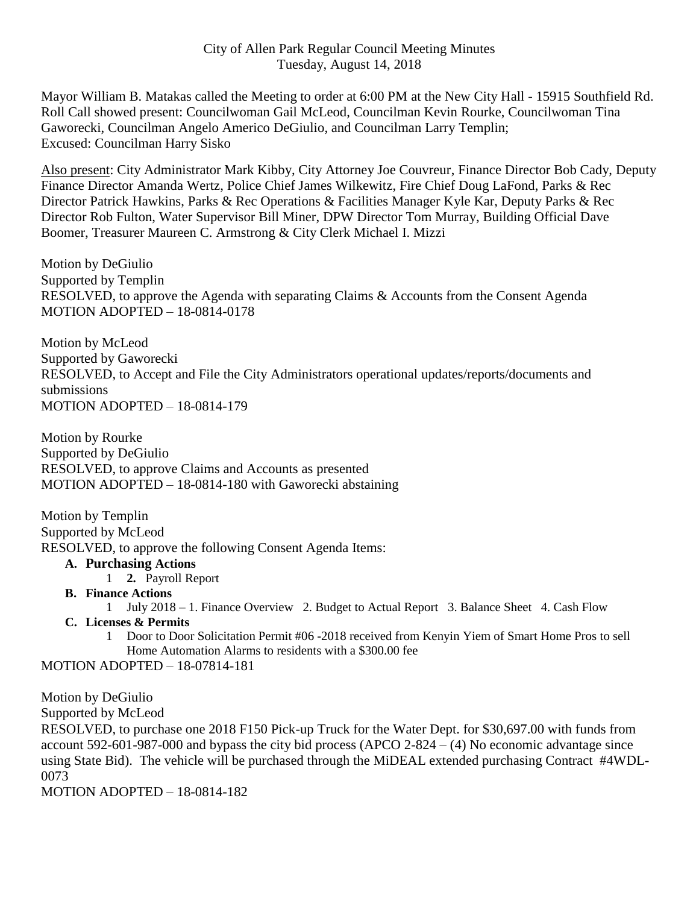City of Allen Park Regular Council Meeting Minutes
Tuesday, August 14, 2018

Mayor William B. Matakas called the Meeting to order at 6:00 PM at the New City Hall - 15915 Southfield Rd. Roll Call showed present: Councilwoman Gail McLeod, Councilman Kevin Rourke, Councilwoman Tina Gaworecki, Councilman Angelo Americo DeGiulio, and Councilman Larry Templin;
Excused: Councilman Harry Sisko

Also present: City Administrator Mark Kibby, City Attorney Joe Couvreur, Finance Director Bob Cady, Deputy Finance Director Amanda Wertz, Police Chief James Wilkewitz, Fire Chief Doug LaFond, Parks & Rec Director Patrick Hawkins, Parks & Rec Operations & Facilities Manager Kyle Kar, Deputy Parks & Rec Director Rob Fulton, Water Supervisor Bill Miner, DPW Director Tom Murray, Building Official Dave Boomer, Treasurer Maureen C. Armstrong & City Clerk Michael I. Mizzi

Motion by DeGiulio
Supported by Templin
RESOLVED, to approve the Agenda with separating Claims & Accounts from the Consent Agenda
MOTION ADOPTED – 18-0814-0178

Motion by McLeod
Supported by Gaworecki
RESOLVED, to Accept and File the City Administrators operational updates/reports/documents and submissions
MOTION ADOPTED – 18-0814-179

Motion by Rourke
Supported by DeGiulio
RESOLVED, to approve Claims and Accounts as presented
MOTION ADOPTED – 18-0814-180 with Gaworecki abstaining

Motion by Templin
Supported by McLeod
RESOLVED, to approve the following Consent Agenda Items:

- **A. Purchasing Actions**
  1. **2.** Payroll Report
- **B. Finance Actions**
  1. July 2018 – 1. Finance Overview 2. Budget to Actual Report 3. Balance Sheet 4. Cash Flow
- **C. Licenses & Permits**
  1. Door to Door Solicitation Permit #06 -2018 received from Kenyin Yiem of Smart Home Pros to sell Home Automation Alarms to residents with a $300.00 fee

MOTION ADOPTED – 18-07814-181

Motion by DeGiulio
Supported by McLeod
RESOLVED, to purchase one 2018 F150 Pick-up Truck for the Water Dept. for $30,697.00 with funds from account 592-601-987-000 and bypass the city bid process (APCO 2-824 – (4) No economic advantage since using State Bid). The vehicle will be purchased through the MiDEAL extended purchasing Contract #4WDL-0073
MOTION ADOPTED – 18-0814-182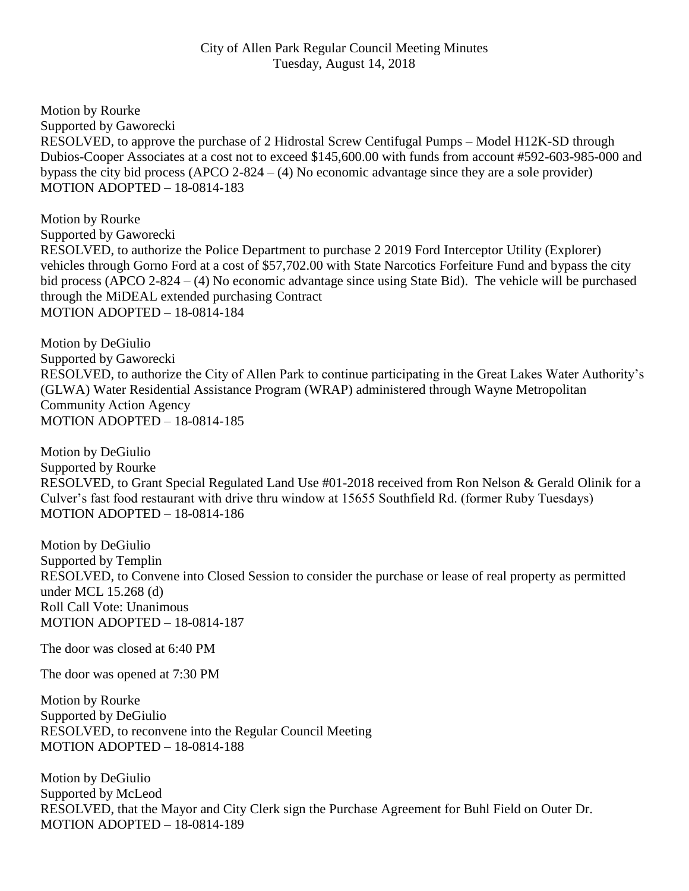City of Allen Park Regular Council Meeting Minutes
Tuesday, August 14, 2018

Motion by Rourke
Supported by Gaworecki
RESOLVED, to approve the purchase of 2 Hidrostal Screw Centifugal Pumps – Model H12K-SD through Dubios-Cooper Associates at a cost not to exceed $145,600.00 with funds from account #592-603-985-000 and bypass the city bid process (APCO 2-824 – (4) No economic advantage since they are a sole provider)
MOTION ADOPTED – 18-0814-183

Motion by Rourke
Supported by Gaworecki
RESOLVED, to authorize the Police Department to purchase 2 2019 Ford Interceptor Utility (Explorer) vehicles through Gorno Ford at a cost of $57,702.00 with State Narcotics Forfeiture Fund and bypass the city bid process (APCO 2-824 – (4) No economic advantage since using State Bid). The vehicle will be purchased through the MiDEAL extended purchasing Contract
MOTION ADOPTED – 18-0814-184

Motion by DeGiulio
Supported by Gaworecki
RESOLVED, to authorize the City of Allen Park to continue participating in the Great Lakes Water Authority's (GLWA) Water Residential Assistance Program (WRAP) administered through Wayne Metropolitan Community Action Agency
MOTION ADOPTED – 18-0814-185

Motion by DeGiulio
Supported by Rourke
RESOLVED, to Grant Special Regulated Land Use #01-2018 received from Ron Nelson & Gerald Olinik for a Culver's fast food restaurant with drive thru window at 15655 Southfield Rd. (former Ruby Tuesdays)
MOTION ADOPTED – 18-0814-186

Motion by DeGiulio
Supported by Templin
RESOLVED, to Convene into Closed Session to consider the purchase or lease of real property as permitted under MCL 15.268 (d)
Roll Call Vote: Unanimous
MOTION ADOPTED – 18-0814-187

The door was closed at 6:40 PM

The door was opened at 7:30 PM

Motion by Rourke
Supported by DeGiulio
RESOLVED, to reconvene into the Regular Council Meeting
MOTION ADOPTED – 18-0814-188

Motion by DeGiulio
Supported by McLeod
RESOLVED, that the Mayor and City Clerk sign the Purchase Agreement for Buhl Field on Outer Dr.
MOTION ADOPTED – 18-0814-189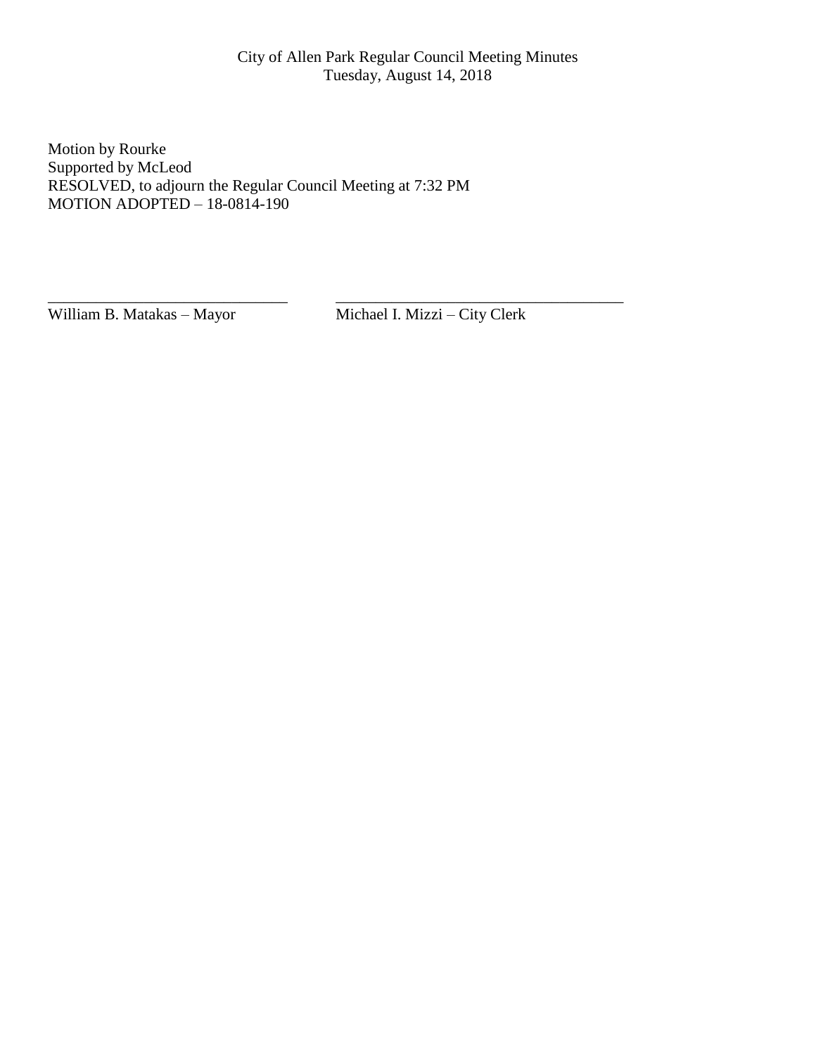Motion by Rourke
Supported by McLeod
RESOLVED, to adjourn the Regular Council Meeting at 7:32 PM
MOTION ADOPTED – 18-0814-190

| | |
|---|---|
| ______________________________ | ____________________________________ |
| William B. Matakas – Mayor | Michael I. Mizzi – City Clerk |